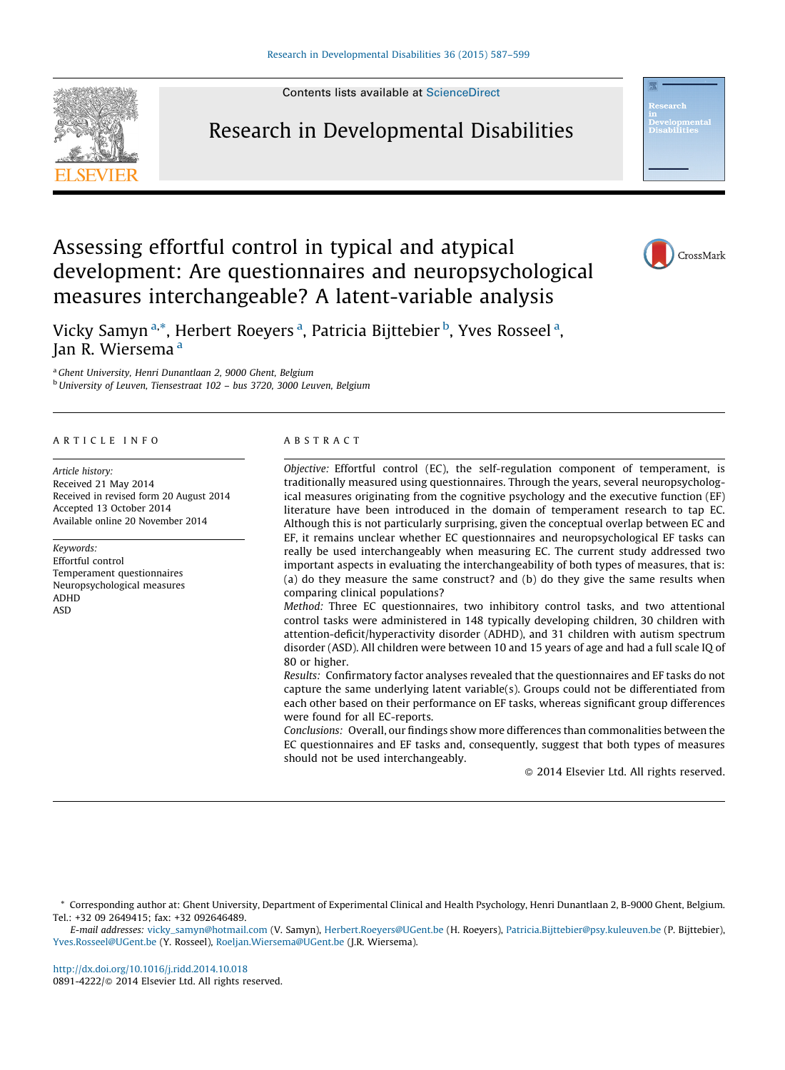# Assessing effortful control in typical and atypical development: Are questionnaires and neuropsychological measures interchangeable? A latent-variable analysis

Vicky Samyn [a,*], Herbert Roeyers [a], Patricia Bijttebier [b], Yves Rosseel [a], Jan R. Wiersema [a]

[a] Ghent University, Henri Dunantlaan 2, 9000 Ghent, Belgium
[b] University of Leuven, Tiensestraat 102 – bus 3720, 3000 Leuven, Belgium

## ARTICLE INFO

*Article history:*
Received 21 May 2014
Received in revised form 20 August 2014
Accepted 13 October 2014
Available online 20 November 2014

*Keywords:*
Effortful control
Temperament questionnaires
Neuropsychological measures
ADHD
ASD

## ABSTRACT

*Objective:* Effortful control (EC), the self-regulation component of temperament, is traditionally measured using questionnaires. Through the years, several neuropsychological measures originating from the cognitive psychology and the executive function (EF) literature have been introduced in the domain of temperament research to tap EC. Although this is not particularly surprising, given the conceptual overlap between EC and EF, it remains unclear whether EC questionnaires and neuropsychological EF tasks can really be used interchangeably when measuring EC. The current study addressed two important aspects in evaluating the interchangeability of both types of measures, that is: (a) do they measure the same construct? and (b) do they give the same results when comparing clinical populations?

*Method:* Three EC questionnaires, two inhibitory control tasks, and two attentional control tasks were administered in 148 typically developing children, 30 children with attention-deficit/hyperactivity disorder (ADHD), and 31 children with autism spectrum disorder (ASD). All children were between 10 and 15 years of age and had a full scale IQ of 80 or higher.

*Results:* Confirmatory factor analyses revealed that the questionnaires and EF tasks do not capture the same underlying latent variable(s). Groups could not be differentiated from each other based on their performance on EF tasks, whereas significant group differences were found for all EC-reports.

*Conclusions:* Overall, our findings show more differences than commonalities between the EC questionnaires and EF tasks and, consequently, suggest that both types of measures should not be used interchangeably.

© 2014 Elsevier Ltd. All rights reserved.

---

\* Corresponding author at: Ghent University, Department of Experimental Clinical and Health Psychology, Henri Dunantlaan 2, B-9000 Ghent, Belgium. Tel.: +32 09 2649415; fax: +32 092646489.

*E-mail addresses:* vicky_samyn@hotmail.com (V. Samyn), Herbert.Roeyers@UGent.be (H. Roeyers), Patricia.Bijttebier@psy.kuleuven.be (P. Bijttebier), Yves.Rosseel@UGent.be (Y. Rosseel), Roeljan.Wiersema@UGent.be (J.R. Wiersema).

http://dx.doi.org/10.1016/j.ridd.2014.10.018
0891-4222/© 2014 Elsevier Ltd. All rights reserved.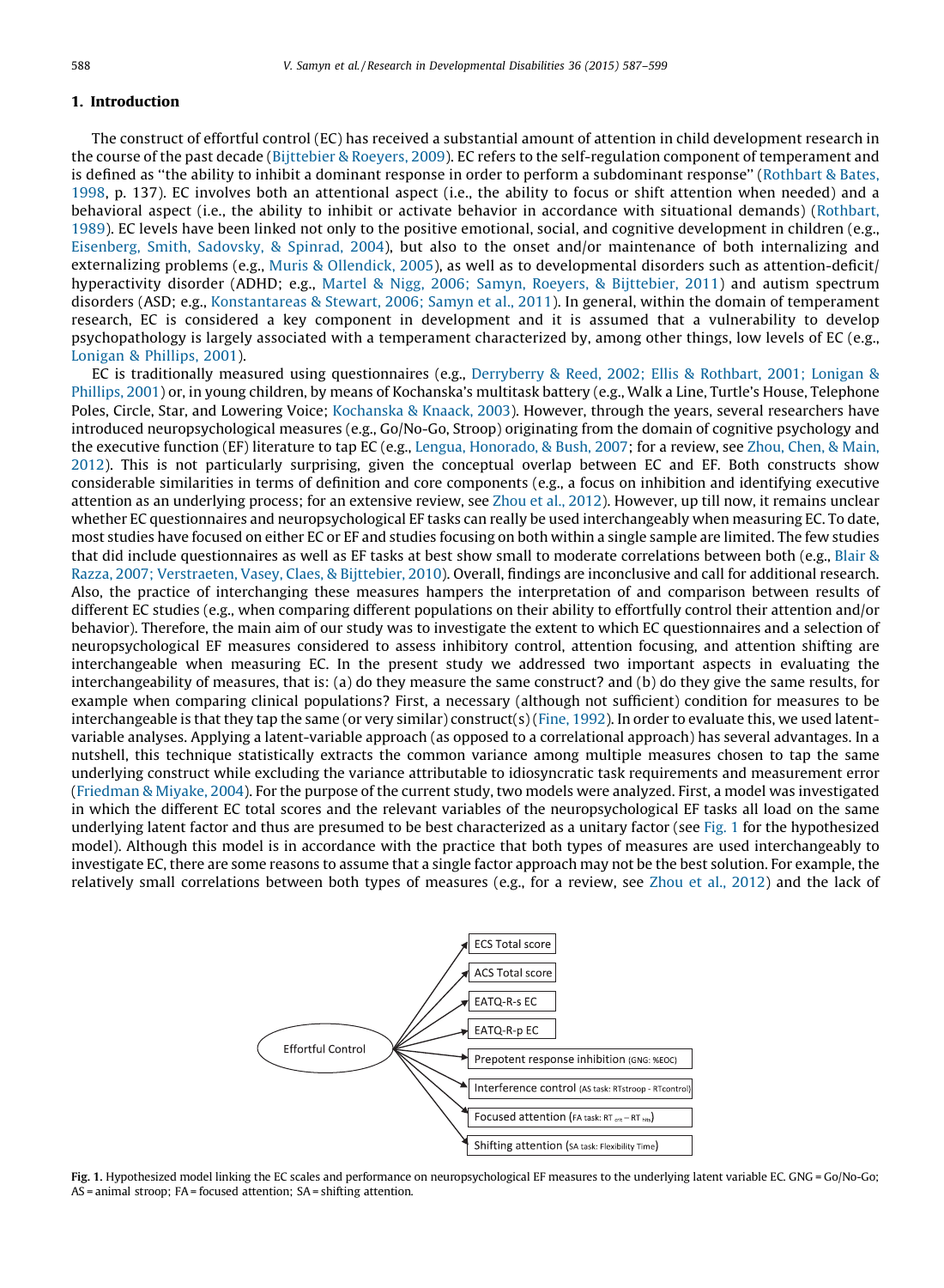## 1. Introduction

The construct of effortful control (EC) has received a substantial amount of attention in child development research in the course of the past decade (Bijttebier & Roeyers, 2009). EC refers to the self-regulation component of temperament and is defined as ''the ability to inhibit a dominant response in order to perform a subdominant response'' (Rothbart & Bates, 1998, p. 137). EC involves both an attentional aspect (i.e., the ability to focus or shift attention when needed) and a behavioral aspect (i.e., the ability to inhibit or activate behavior in accordance with situational demands) (Rothbart, 1989). EC levels have been linked not only to the positive emotional, social, and cognitive development in children (e.g., Eisenberg, Smith, Sadovsky, & Spinrad, 2004), but also to the onset and/or maintenance of both internalizing and externalizing problems (e.g., Muris & Ollendick, 2005), as well as to developmental disorders such as attention-deficit/hyperactivity disorder (ADHD; e.g., Martel & Nigg, 2006; Samyn, Roeyers, & Bijttebier, 2011) and autism spectrum disorders (ASD; e.g., Konstantareas & Stewart, 2006; Samyn et al., 2011). In general, within the domain of temperament research, EC is considered a key component in development and it is assumed that a vulnerability to develop psychopathology is largely associated with a temperament characterized by, among other things, low levels of EC (e.g., Lonigan & Phillips, 2001).

EC is traditionally measured using questionnaires (e.g., Derryberry & Reed, 2002; Ellis & Rothbart, 2001; Lonigan & Phillips, 2001) or, in young children, by means of Kochanska's multitask battery (e.g., Walk a Line, Turtle's House, Telephone Poles, Circle, Star, and Lowering Voice; Kochanska & Knaack, 2003). However, through the years, several researchers have introduced neuropsychological measures (e.g., Go/No-Go, Stroop) originating from the domain of cognitive psychology and the executive function (EF) literature to tap EC (e.g., Lengua, Honorado, & Bush, 2007; for a review, see Zhou, Chen, & Main, 2012). This is not particularly surprising, given the conceptual overlap between EC and EF. Both constructs show considerable similarities in terms of definition and core components (e.g., a focus on inhibition and identifying executive attention as an underlying process; for an extensive review, see Zhou et al., 2012). However, up till now, it remains unclear whether EC questionnaires and neuropsychological EF tasks can really be used interchangeably when measuring EC. To date, most studies have focused on either EC or EF and studies focusing on both within a single sample are limited. The few studies that did include questionnaires as well as EF tasks at best show small to moderate correlations between both (e.g., Blair & Razza, 2007; Verstraeten, Vasey, Claes, & Bijttebier, 2010). Overall, findings are inconclusive and call for additional research. Also, the practice of interchanging these measures hampers the interpretation of and comparison between results of different EC studies (e.g., when comparing different populations on their ability to effortfully control their attention and/or behavior). Therefore, the main aim of our study was to investigate the extent to which EC questionnaires and a selection of neuropsychological EF measures considered to assess inhibitory control, attention focusing, and attention shifting are interchangeable when measuring EC. In the present study we addressed two important aspects in evaluating the interchangeability of measures, that is: (a) do they measure the same construct? and (b) do they give the same results, for example when comparing clinical populations? First, a necessary (although not sufficient) condition for measures to be interchangeable is that they tap the same (or very similar) construct(s) (Fine, 1992). In order to evaluate this, we used latent-variable analyses. Applying a latent-variable approach (as opposed to a correlational approach) has several advantages. In a nutshell, this technique statistically extracts the common variance among multiple measures chosen to tap the same underlying construct while excluding the variance attributable to idiosyncratic task requirements and measurement error (Friedman & Miyake, 2004). For the purpose of the current study, two models were analyzed. First, a model was investigated in which the different EC total scores and the relevant variables of the neuropsychological EF tasks all load on the same underlying latent factor and thus are presumed to be best characterized as a unitary factor (see Fig. 1 for the hypothesized model). Although this model is in accordance with the practice that both types of measures are used interchangeably to investigate EC, there are some reasons to assume that a single factor approach may not be the best solution. For example, the relatively small correlations between both types of measures (e.g., for a review, see Zhou et al., 2012) and the lack of

Effortful Control → ECS Total score; ACS Total score; EATQ-R-s EC; EATQ-R-p EC; Prepotent response inhibition (GNG: %EOC); Interference control (AS task: RTstroop − RTcontrol); Focused attention (FA task: $RT_{crit} - RT_{hits}$); Shifting attention (SA task: Flexibility Time)

Fig. 1. Hypothesized model linking the EC scales and performance on neuropsychological EF measures to the underlying latent variable EC. GNG = Go/No-Go; AS = animal stroop; FA = focused attention; SA = shifting attention.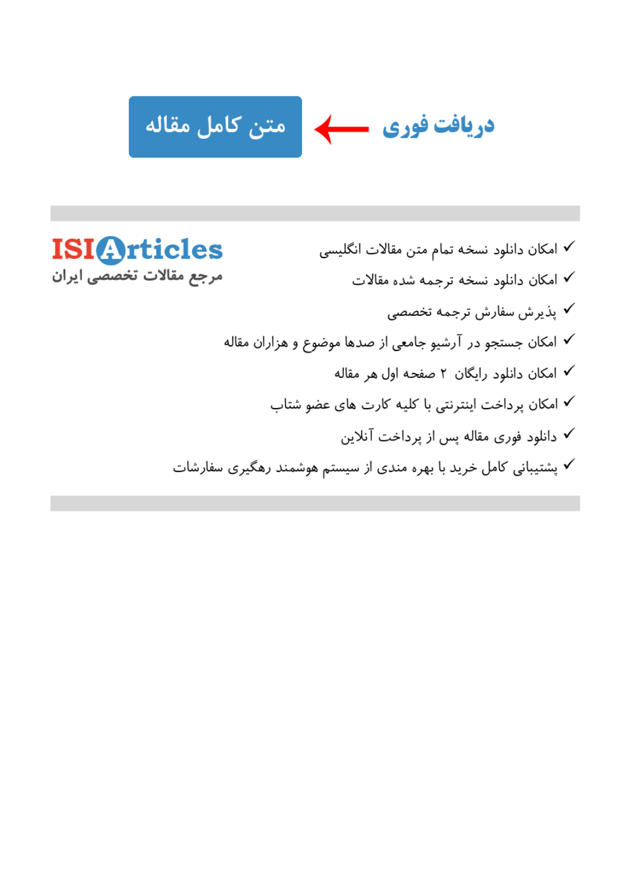دریافت فوری ← متن کامل مقاله

**ISIArticles**
مرجع مقالات تخصصی ایران

- ✓ امکان دانلود نسخه تمام متن مقالات انگلیسی
- ✓ امکان دانلود نسخه ترجمه شده مقالات
- ✓ پذیرش سفارش ترجمه تخصصی
- ✓ امکان جستجو در آرشیو جامعی از صدها موضوع و هزاران مقاله
- ✓ امکان دانلود رایگان ۲ صفحه اول هر مقاله
- ✓ امکان پرداخت اینترنتی با کلیه کارت های عضو شتاب
- ✓ دانلود فوری مقاله پس از پرداخت آنلاین
- ✓ پشتیبانی کامل خرید با بهره مندی از سیستم هوشمند رهگیری سفارشات